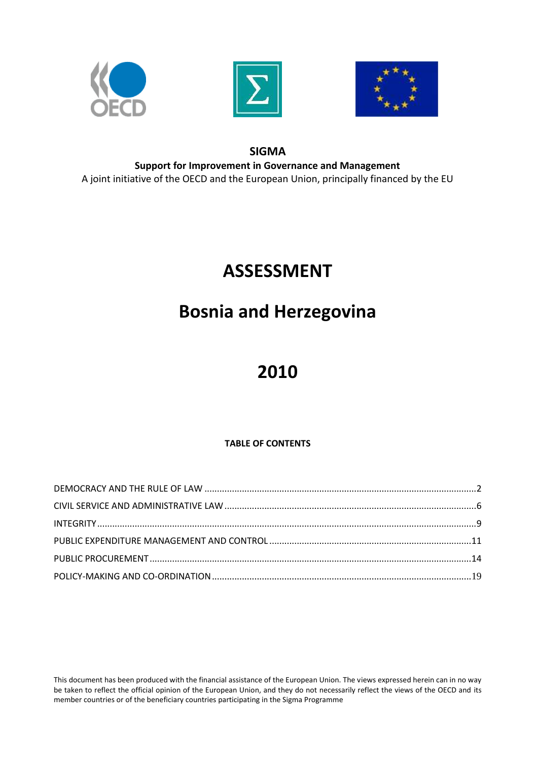**SIGMA**

**Support for Improvement in Governance and Management**

A joint initiative of the OECD and the European Union, principally financed by the EU

# ASSESSMENT

# Bosnia and Herzegovina

# 2010

**TABLE OF CONTENTS**

DEMOCRACY AND THE RULE OF LAW .......... 2
CIVIL SERVICE AND ADMINISTRATIVE LAW .......... 6
INTEGRITY .......... 9
PUBLIC EXPENDITURE MANAGEMENT AND CONTROL .......... 11
PUBLIC PROCUREMENT .......... 14
POLICY-MAKING AND CO-ORDINATION .......... 19

This document has been produced with the financial assistance of the European Union. The views expressed herein can in no way be taken to reflect the official opinion of the European Union, and they do not necessarily reflect the views of the OECD and its member countries or of the beneficiary countries participating in the Sigma Programme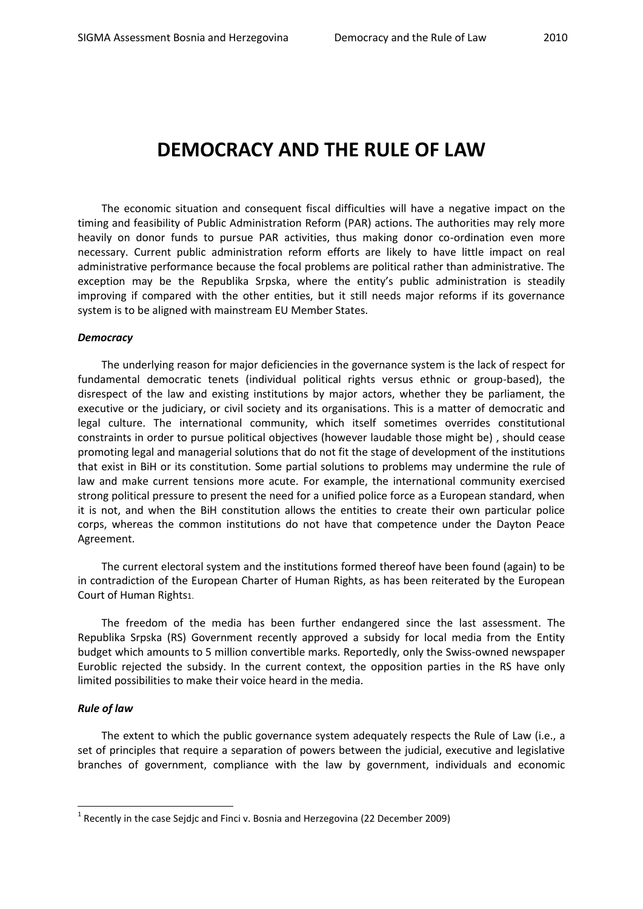# DEMOCRACY AND THE RULE OF LAW

The economic situation and consequent fiscal difficulties will have a negative impact on the timing and feasibility of Public Administration Reform (PAR) actions. The authorities may rely more heavily on donor funds to pursue PAR activities, thus making donor co-ordination even more necessary. Current public administration reform efforts are likely to have little impact on real administrative performance because the focal problems are political rather than administrative. The exception may be the Republika Srpska, where the entity's public administration is steadily improving if compared with the other entities, but it still needs major reforms if its governance system is to be aligned with mainstream EU Member States.

### *Democracy*

The underlying reason for major deficiencies in the governance system is the lack of respect for fundamental democratic tenets (individual political rights versus ethnic or group-based), the disrespect of the law and existing institutions by major actors, whether they be parliament, the executive or the judiciary, or civil society and its organisations. This is a matter of democratic and legal culture. The international community, which itself sometimes overrides constitutional constraints in order to pursue political objectives (however laudable those might be) , should cease promoting legal and managerial solutions that do not fit the stage of development of the institutions that exist in BiH or its constitution. Some partial solutions to problems may undermine the rule of law and make current tensions more acute. For example, the international community exercised strong political pressure to present the need for a unified police force as a European standard, when it is not, and when the BiH constitution allows the entities to create their own particular police corps, whereas the common institutions do not have that competence under the Dayton Peace Agreement.

The current electoral system and the institutions formed thereof have been found (again) to be in contradiction of the European Charter of Human Rights, as has been reiterated by the European Court of Human Rights[1].

The freedom of the media has been further endangered since the last assessment. The Republika Srpska (RS) Government recently approved a subsidy for local media from the Entity budget which amounts to 5 million convertible marks. Reportedly, only the Swiss-owned newspaper Euroblic rejected the subsidy. In the current context, the opposition parties in the RS have only limited possibilities to make their voice heard in the media.

### *Rule of law*

The extent to which the public governance system adequately respects the Rule of Law (i.e., a set of principles that require a separation of powers between the judicial, executive and legislative branches of government, compliance with the law by government, individuals and economic

---

[1] Recently in the case Sejdjc and Finci v. Bosnia and Herzegovina (22 December 2009)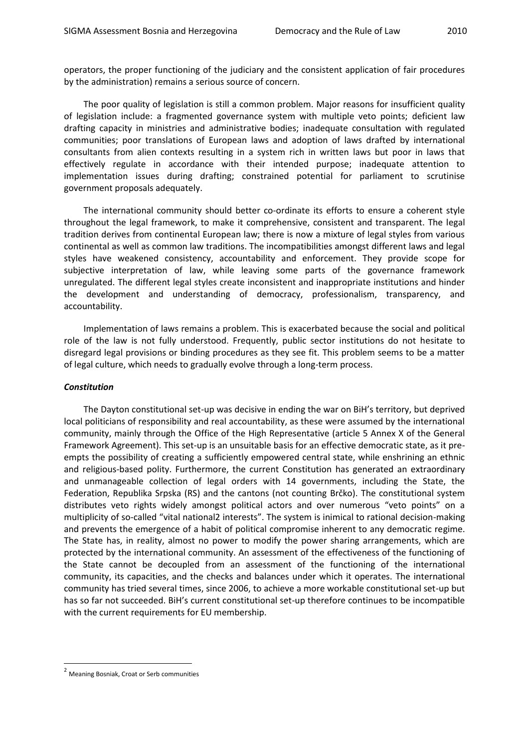operators, the proper functioning of the judiciary and the consistent application of fair procedures by the administration) remains a serious source of concern.

The poor quality of legislation is still a common problem. Major reasons for insufficient quality of legislation include: a fragmented governance system with multiple veto points; deficient law drafting capacity in ministries and administrative bodies; inadequate consultation with regulated communities; poor translations of European laws and adoption of laws drafted by international consultants from alien contexts resulting in a system rich in written laws but poor in laws that effectively regulate in accordance with their intended purpose; inadequate attention to implementation issues during drafting; constrained potential for parliament to scrutinise government proposals adequately.

The international community should better co-ordinate its efforts to ensure a coherent style throughout the legal framework, to make it comprehensive, consistent and transparent. The legal tradition derives from continental European law; there is now a mixture of legal styles from various continental as well as common law traditions. The incompatibilities amongst different laws and legal styles have weakened consistency, accountability and enforcement. They provide scope for subjective interpretation of law, while leaving some parts of the governance framework unregulated. The different legal styles create inconsistent and inappropriate institutions and hinder the development and understanding of democracy, professionalism, transparency, and accountability.

Implementation of laws remains a problem. This is exacerbated because the social and political role of the law is not fully understood. Frequently, public sector institutions do not hesitate to disregard legal provisions or binding procedures as they see fit. This problem seems to be a matter of legal culture, which needs to gradually evolve through a long-term process.

***Constitution***

The Dayton constitutional set-up was decisive in ending the war on BiH's territory, but deprived local politicians of responsibility and real accountability, as these were assumed by the international community, mainly through the Office of the High Representative (article 5 Annex X of the General Framework Agreement). This set-up is an unsuitable basis for an effective democratic state, as it pre-empts the possibility of creating a sufficiently empowered central state, while enshrining an ethnic and religious-based polity. Furthermore, the current Constitution has generated an extraordinary and unmanageable collection of legal orders with 14 governments, including the State, the Federation, Republika Srpska (RS) and the cantons (not counting Brčko). The constitutional system distributes veto rights widely amongst political actors and over numerous "veto points" on a multiplicity of so-called "vital national[2] interests". The system is inimical to rational decision-making and prevents the emergence of a habit of political compromise inherent to any democratic regime. The State has, in reality, almost no power to modify the power sharing arrangements, which are protected by the international community. An assessment of the effectiveness of the functioning of the State cannot be decoupled from an assessment of the functioning of the international community, its capacities, and the checks and balances under which it operates. The international community has tried several times, since 2006, to achieve a more workable constitutional set-up but has so far not succeeded. BiH's current constitutional set-up therefore continues to be incompatible with the current requirements for EU membership.

---

[2] Meaning Bosniak, Croat or Serb communities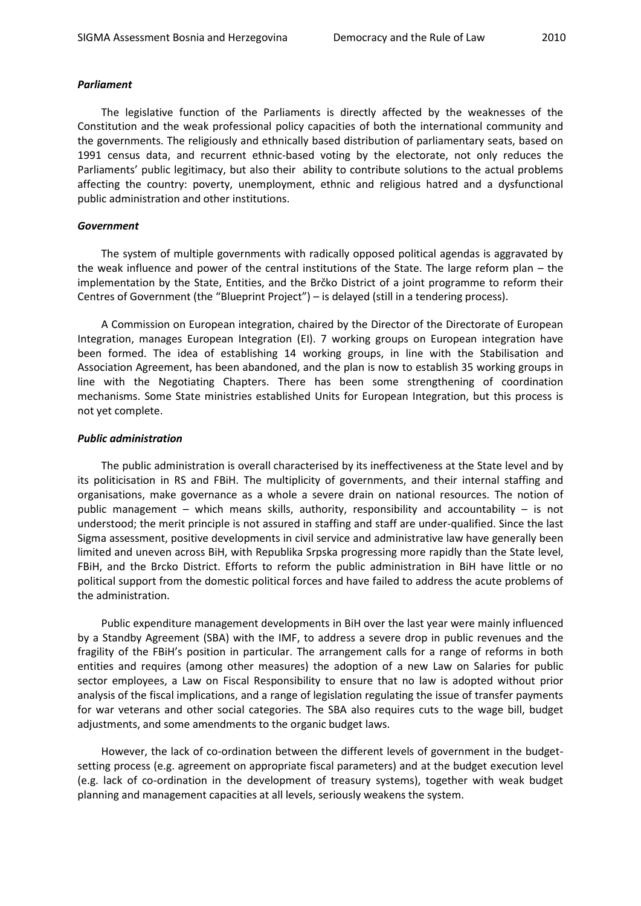***Parliament***

The legislative function of the Parliaments is directly affected by the weaknesses of the Constitution and the weak professional policy capacities of both the international community and the governments. The religiously and ethnically based distribution of parliamentary seats, based on 1991 census data, and recurrent ethnic-based voting by the electorate, not only reduces the Parliaments' public legitimacy, but also their ability to contribute solutions to the actual problems affecting the country: poverty, unemployment, ethnic and religious hatred and a dysfunctional public administration and other institutions.

***Government***

The system of multiple governments with radically opposed political agendas is aggravated by the weak influence and power of the central institutions of the State. The large reform plan – the implementation by the State, Entities, and the Brčko District of a joint programme to reform their Centres of Government (the "Blueprint Project") – is delayed (still in a tendering process).

A Commission on European integration, chaired by the Director of the Directorate of European Integration, manages European Integration (EI). 7 working groups on European integration have been formed. The idea of establishing 14 working groups, in line with the Stabilisation and Association Agreement, has been abandoned, and the plan is now to establish 35 working groups in line with the Negotiating Chapters. There has been some strengthening of coordination mechanisms. Some State ministries established Units for European Integration, but this process is not yet complete.

***Public administration***

The public administration is overall characterised by its ineffectiveness at the State level and by its politicisation in RS and FBiH. The multiplicity of governments, and their internal staffing and organisations, make governance as a whole a severe drain on national resources. The notion of public management – which means skills, authority, responsibility and accountability – is not understood; the merit principle is not assured in staffing and staff are under-qualified. Since the last Sigma assessment, positive developments in civil service and administrative law have generally been limited and uneven across BiH, with Republika Srpska progressing more rapidly than the State level, FBiH, and the Brcko District. Efforts to reform the public administration in BiH have little or no political support from the domestic political forces and have failed to address the acute problems of the administration.

Public expenditure management developments in BiH over the last year were mainly influenced by a Standby Agreement (SBA) with the IMF, to address a severe drop in public revenues and the fragility of the FBiH's position in particular. The arrangement calls for a range of reforms in both entities and requires (among other measures) the adoption of a new Law on Salaries for public sector employees, a Law on Fiscal Responsibility to ensure that no law is adopted without prior analysis of the fiscal implications, and a range of legislation regulating the issue of transfer payments for war veterans and other social categories. The SBA also requires cuts to the wage bill, budget adjustments, and some amendments to the organic budget laws.

However, the lack of co-ordination between the different levels of government in the budget-setting process (e.g. agreement on appropriate fiscal parameters) and at the budget execution level (e.g. lack of co-ordination in the development of treasury systems), together with weak budget planning and management capacities at all levels, seriously weakens the system.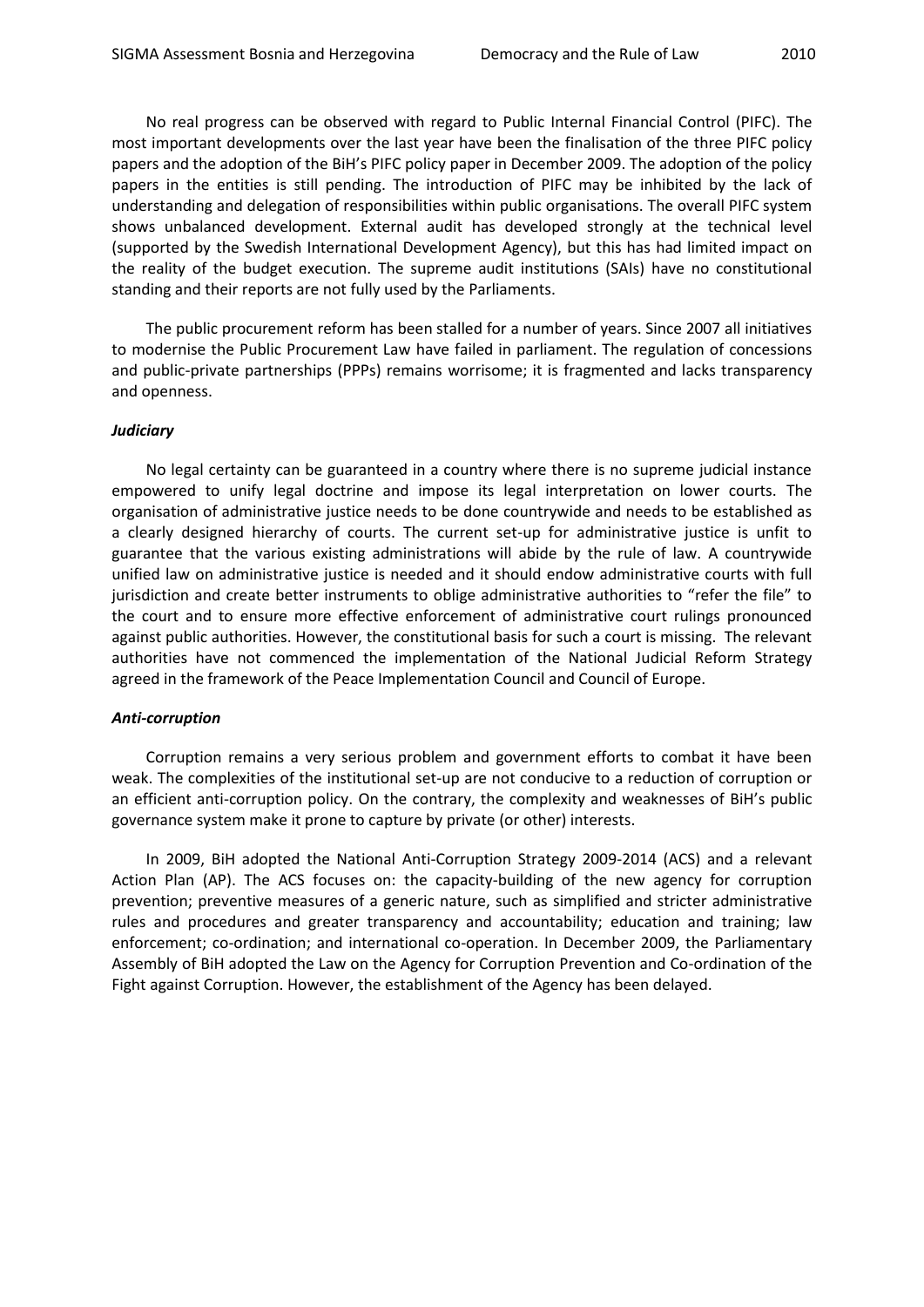No real progress can be observed with regard to Public Internal Financial Control (PIFC). The most important developments over the last year have been the finalisation of the three PIFC policy papers and the adoption of the BiH's PIFC policy paper in December 2009. The adoption of the policy papers in the entities is still pending. The introduction of PIFC may be inhibited by the lack of understanding and delegation of responsibilities within public organisations. The overall PIFC system shows unbalanced development. External audit has developed strongly at the technical level (supported by the Swedish International Development Agency), but this has had limited impact on the reality of the budget execution. The supreme audit institutions (SAIs) have no constitutional standing and their reports are not fully used by the Parliaments.

The public procurement reform has been stalled for a number of years. Since 2007 all initiatives to modernise the Public Procurement Law have failed in parliament. The regulation of concessions and public-private partnerships (PPPs) remains worrisome; it is fragmented and lacks transparency and openness.

***Judiciary***

No legal certainty can be guaranteed in a country where there is no supreme judicial instance empowered to unify legal doctrine and impose its legal interpretation on lower courts. The organisation of administrative justice needs to be done countrywide and needs to be established as a clearly designed hierarchy of courts. The current set-up for administrative justice is unfit to guarantee that the various existing administrations will abide by the rule of law. A countrywide unified law on administrative justice is needed and it should endow administrative courts with full jurisdiction and create better instruments to oblige administrative authorities to "refer the file" to the court and to ensure more effective enforcement of administrative court rulings pronounced against public authorities. However, the constitutional basis for such a court is missing. The relevant authorities have not commenced the implementation of the National Judicial Reform Strategy agreed in the framework of the Peace Implementation Council and Council of Europe.

***Anti-corruption***

Corruption remains a very serious problem and government efforts to combat it have been weak. The complexities of the institutional set-up are not conducive to a reduction of corruption or an efficient anti-corruption policy. On the contrary, the complexity and weaknesses of BiH's public governance system make it prone to capture by private (or other) interests.

In 2009, BiH adopted the National Anti-Corruption Strategy 2009-2014 (ACS) and a relevant Action Plan (AP). The ACS focuses on: the capacity-building of the new agency for corruption prevention; preventive measures of a generic nature, such as simplified and stricter administrative rules and procedures and greater transparency and accountability; education and training; law enforcement; co-ordination; and international co-operation. In December 2009, the Parliamentary Assembly of BiH adopted the Law on the Agency for Corruption Prevention and Co-ordination of the Fight against Corruption. However, the establishment of the Agency has been delayed.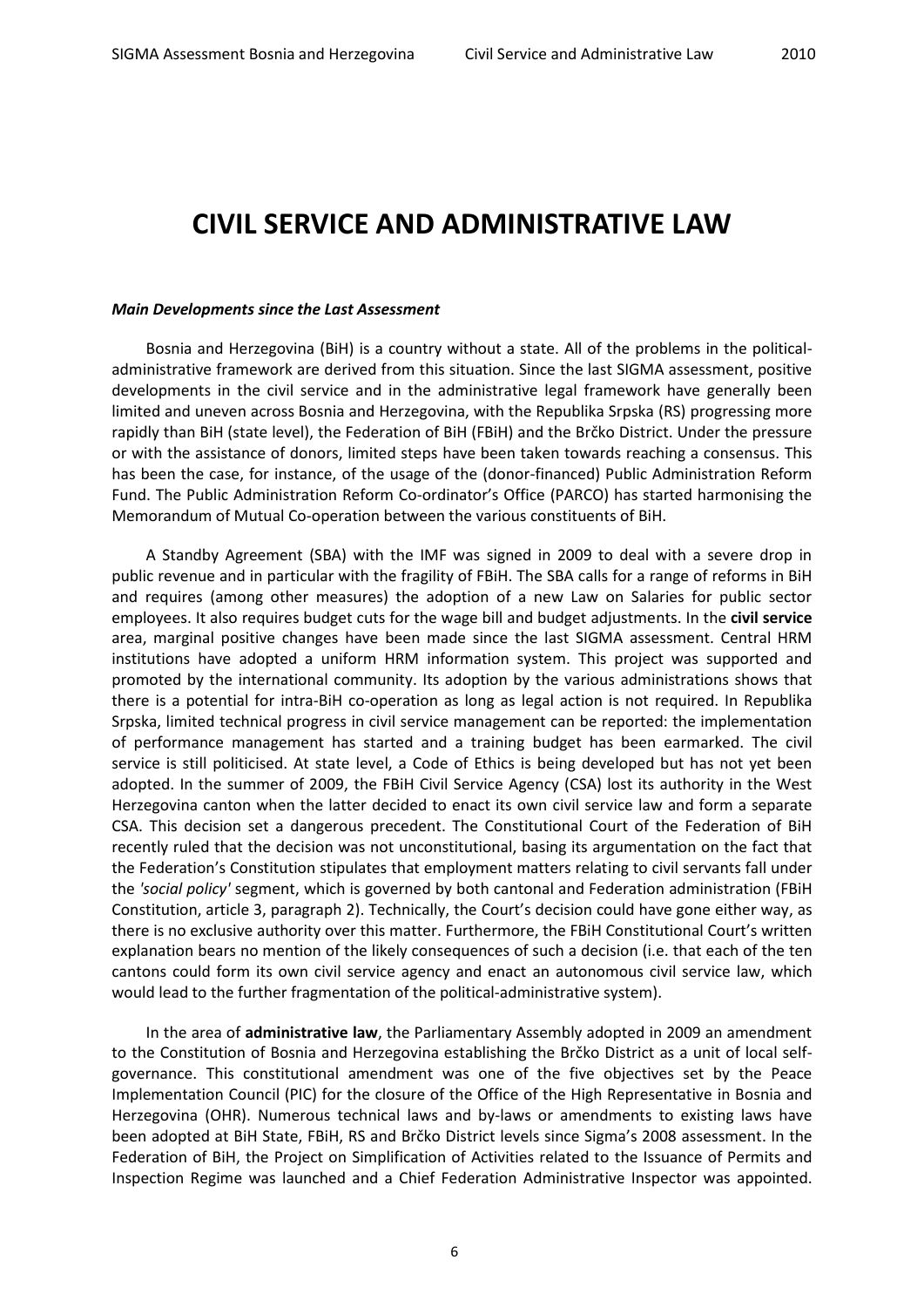# CIVIL SERVICE AND ADMINISTRATIVE LAW

***Main Developments since the Last Assessment***

Bosnia and Herzegovina (BiH) is a country without a state. All of the problems in the political-administrative framework are derived from this situation. Since the last SIGMA assessment, positive developments in the civil service and in the administrative legal framework have generally been limited and uneven across Bosnia and Herzegovina, with the Republika Srpska (RS) progressing more rapidly than BiH (state level), the Federation of BiH (FBiH) and the Brčko District. Under the pressure or with the assistance of donors, limited steps have been taken towards reaching a consensus. This has been the case, for instance, of the usage of the (donor-financed) Public Administration Reform Fund. The Public Administration Reform Co-ordinator's Office (PARCO) has started harmonising the Memorandum of Mutual Co-operation between the various constituents of BiH.

A Standby Agreement (SBA) with the IMF was signed in 2009 to deal with a severe drop in public revenue and in particular with the fragility of FBiH. The SBA calls for a range of reforms in BiH and requires (among other measures) the adoption of a new Law on Salaries for public sector employees. It also requires budget cuts for the wage bill and budget adjustments. In the **civil service** area, marginal positive changes have been made since the last SIGMA assessment. Central HRM institutions have adopted a uniform HRM information system. This project was supported and promoted by the international community. Its adoption by the various administrations shows that there is a potential for intra-BiH co-operation as long as legal action is not required. In Republika Srpska, limited technical progress in civil service management can be reported: the implementation of performance management has started and a training budget has been earmarked. The civil service is still politicised. At state level, a Code of Ethics is being developed but has not yet been adopted. In the summer of 2009, the FBiH Civil Service Agency (CSA) lost its authority in the West Herzegovina canton when the latter decided to enact its own civil service law and form a separate CSA. This decision set a dangerous precedent. The Constitutional Court of the Federation of BiH recently ruled that the decision was not unconstitutional, basing its argumentation on the fact that the Federation's Constitution stipulates that employment matters relating to civil servants fall under the *'social policy'* segment, which is governed by both cantonal and Federation administration (FBiH Constitution, article 3, paragraph 2). Technically, the Court's decision could have gone either way, as there is no exclusive authority over this matter. Furthermore, the FBiH Constitutional Court's written explanation bears no mention of the likely consequences of such a decision (i.e. that each of the ten cantons could form its own civil service agency and enact an autonomous civil service law, which would lead to the further fragmentation of the political-administrative system).

In the area of **administrative law**, the Parliamentary Assembly adopted in 2009 an amendment to the Constitution of Bosnia and Herzegovina establishing the Brčko District as a unit of local self-governance. This constitutional amendment was one of the five objectives set by the Peace Implementation Council (PIC) for the closure of the Office of the High Representative in Bosnia and Herzegovina (OHR). Numerous technical laws and by-laws or amendments to existing laws have been adopted at BiH State, FBiH, RS and Brčko District levels since Sigma's 2008 assessment. In the Federation of BiH, the Project on Simplification of Activities related to the Issuance of Permits and Inspection Regime was launched and a Chief Federation Administrative Inspector was appointed.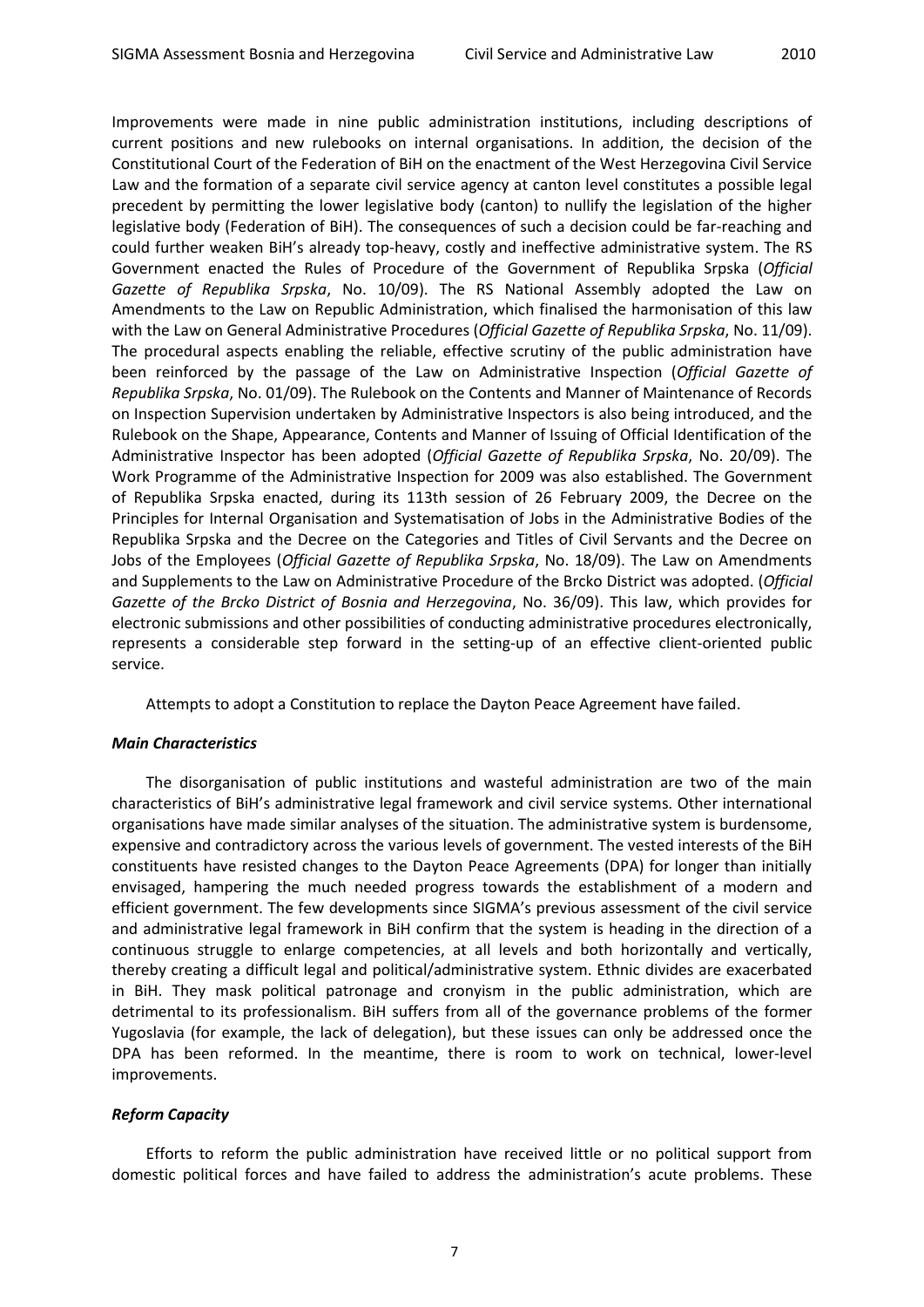Improvements were made in nine public administration institutions, including descriptions of current positions and new rulebooks on internal organisations. In addition, the decision of the Constitutional Court of the Federation of BiH on the enactment of the West Herzegovina Civil Service Law and the formation of a separate civil service agency at canton level constitutes a possible legal precedent by permitting the lower legislative body (canton) to nullify the legislation of the higher legislative body (Federation of BiH). The consequences of such a decision could be far-reaching and could further weaken BiH's already top-heavy, costly and ineffective administrative system. The RS Government enacted the Rules of Procedure of the Government of Republika Srpska (*Official Gazette of Republika Srpska*, No. 10/09). The RS National Assembly adopted the Law on Amendments to the Law on Republic Administration, which finalised the harmonisation of this law with the Law on General Administrative Procedures (*Official Gazette of Republika Srpska*, No. 11/09). The procedural aspects enabling the reliable, effective scrutiny of the public administration have been reinforced by the passage of the Law on Administrative Inspection (*Official Gazette of Republika Srpska*, No. 01/09). The Rulebook on the Contents and Manner of Maintenance of Records on Inspection Supervision undertaken by Administrative Inspectors is also being introduced, and the Rulebook on the Shape, Appearance, Contents and Manner of Issuing of Official Identification of the Administrative Inspector has been adopted (*Official Gazette of Republika Srpska*, No. 20/09). The Work Programme of the Administrative Inspection for 2009 was also established. The Government of Republika Srpska enacted, during its 113th session of 26 February 2009, the Decree on the Principles for Internal Organisation and Systematisation of Jobs in the Administrative Bodies of the Republika Srpska and the Decree on the Categories and Titles of Civil Servants and the Decree on Jobs of the Employees (*Official Gazette of Republika Srpska*, No. 18/09). The Law on Amendments and Supplements to the Law on Administrative Procedure of the Brcko District was adopted. (*Official Gazette of the Brcko District of Bosnia and Herzegovina*, No. 36/09). This law, which provides for electronic submissions and other possibilities of conducting administrative procedures electronically, represents a considerable step forward in the setting-up of an effective client-oriented public service.

Attempts to adopt a Constitution to replace the Dayton Peace Agreement have failed.

### *Main Characteristics*

The disorganisation of public institutions and wasteful administration are two of the main characteristics of BiH's administrative legal framework and civil service systems. Other international organisations have made similar analyses of the situation. The administrative system is burdensome, expensive and contradictory across the various levels of government. The vested interests of the BiH constituents have resisted changes to the Dayton Peace Agreements (DPA) for longer than initially envisaged, hampering the much needed progress towards the establishment of a modern and efficient government. The few developments since SIGMA's previous assessment of the civil service and administrative legal framework in BiH confirm that the system is heading in the direction of a continuous struggle to enlarge competencies, at all levels and both horizontally and vertically, thereby creating a difficult legal and political/administrative system. Ethnic divides are exacerbated in BiH. They mask political patronage and cronyism in the public administration, which are detrimental to its professionalism. BiH suffers from all of the governance problems of the former Yugoslavia (for example, the lack of delegation), but these issues can only be addressed once the DPA has been reformed. In the meantime, there is room to work on technical, lower-level improvements.

### *Reform Capacity*

Efforts to reform the public administration have received little or no political support from domestic political forces and have failed to address the administration's acute problems. These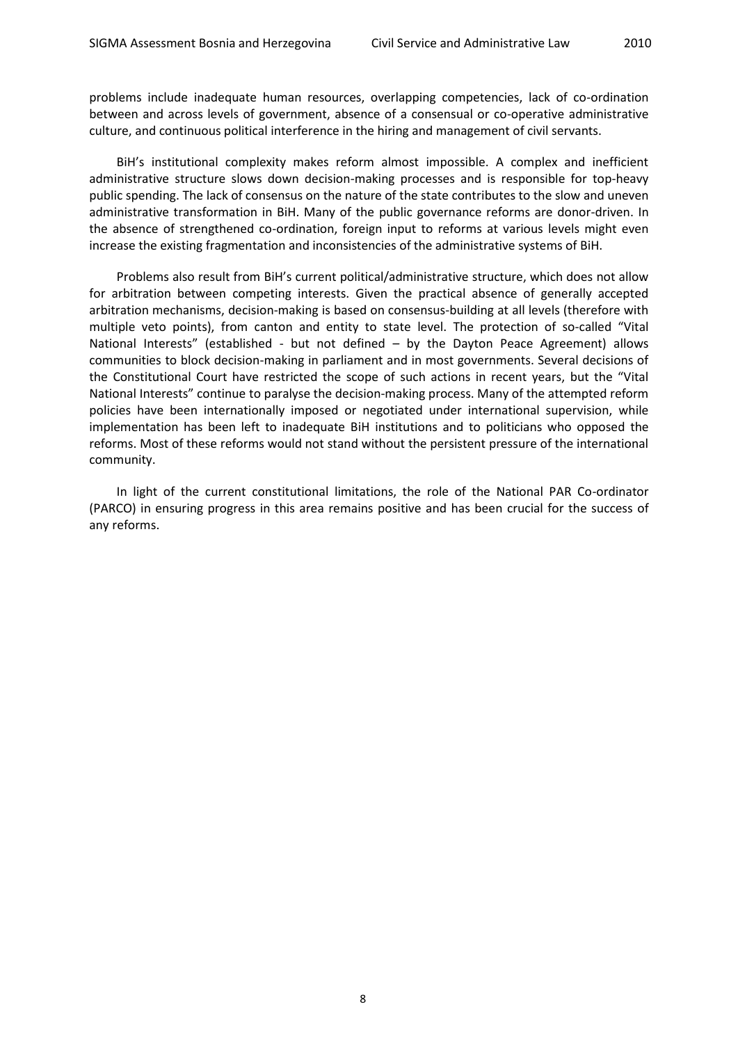problems include inadequate human resources, overlapping competencies, lack of co-ordination between and across levels of government, absence of a consensual or co-operative administrative culture, and continuous political interference in the hiring and management of civil servants.

BiH's institutional complexity makes reform almost impossible. A complex and inefficient administrative structure slows down decision-making processes and is responsible for top-heavy public spending. The lack of consensus on the nature of the state contributes to the slow and uneven administrative transformation in BiH. Many of the public governance reforms are donor-driven. In the absence of strengthened co-ordination, foreign input to reforms at various levels might even increase the existing fragmentation and inconsistencies of the administrative systems of BiH.

Problems also result from BiH's current political/administrative structure, which does not allow for arbitration between competing interests. Given the practical absence of generally accepted arbitration mechanisms, decision-making is based on consensus-building at all levels (therefore with multiple veto points), from canton and entity to state level. The protection of so-called "Vital National Interests" (established - but not defined – by the Dayton Peace Agreement) allows communities to block decision-making in parliament and in most governments. Several decisions of the Constitutional Court have restricted the scope of such actions in recent years, but the "Vital National Interests" continue to paralyse the decision-making process. Many of the attempted reform policies have been internationally imposed or negotiated under international supervision, while implementation has been left to inadequate BiH institutions and to politicians who opposed the reforms. Most of these reforms would not stand without the persistent pressure of the international community.

In light of the current constitutional limitations, the role of the National PAR Co-ordinator (PARCO) in ensuring progress in this area remains positive and has been crucial for the success of any reforms.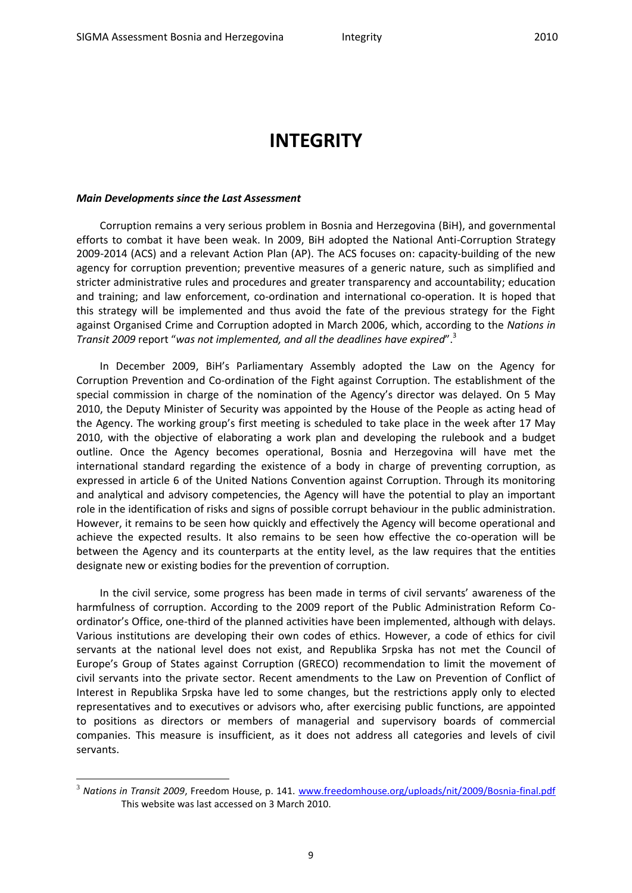# INTEGRITY

***Main Developments since the Last Assessment***

Corruption remains a very serious problem in Bosnia and Herzegovina (BiH), and governmental efforts to combat it have been weak. In 2009, BiH adopted the National Anti-Corruption Strategy 2009-2014 (ACS) and a relevant Action Plan (AP). The ACS focuses on: capacity-building of the new agency for corruption prevention; preventive measures of a generic nature, such as simplified and stricter administrative rules and procedures and greater transparency and accountability; education and training; and law enforcement, co-ordination and international co-operation. It is hoped that this strategy will be implemented and thus avoid the fate of the previous strategy for the Fight against Organised Crime and Corruption adopted in March 2006, which, according to the *Nations in Transit 2009* report "*was not implemented, and all the deadlines have expired*".[3]

In December 2009, BiH's Parliamentary Assembly adopted the Law on the Agency for Corruption Prevention and Co-ordination of the Fight against Corruption. The establishment of the special commission in charge of the nomination of the Agency's director was delayed. On 5 May 2010, the Deputy Minister of Security was appointed by the House of the People as acting head of the Agency. The working group's first meeting is scheduled to take place in the week after 17 May 2010, with the objective of elaborating a work plan and developing the rulebook and a budget outline. Once the Agency becomes operational, Bosnia and Herzegovina will have met the international standard regarding the existence of a body in charge of preventing corruption, as expressed in article 6 of the United Nations Convention against Corruption. Through its monitoring and analytical and advisory competencies, the Agency will have the potential to play an important role in the identification of risks and signs of possible corrupt behaviour in the public administration. However, it remains to be seen how quickly and effectively the Agency will become operational and achieve the expected results. It also remains to be seen how effective the co-operation will be between the Agency and its counterparts at the entity level, as the law requires that the entities designate new or existing bodies for the prevention of corruption.

In the civil service, some progress has been made in terms of civil servants' awareness of the harmfulness of corruption. According to the 2009 report of the Public Administration Reform Co-ordinator's Office, one-third of the planned activities have been implemented, although with delays. Various institutions are developing their own codes of ethics. However, a code of ethics for civil servants at the national level does not exist, and Republika Srpska has not met the Council of Europe's Group of States against Corruption (GRECO) recommendation to limit the movement of civil servants into the private sector. Recent amendments to the Law on Prevention of Conflict of Interest in Republika Srpska have led to some changes, but the restrictions apply only to elected representatives and to executives or advisors who, after exercising public functions, are appointed to positions as directors or members of managerial and supervisory boards of commercial companies. This measure is insufficient, as it does not address all categories and levels of civil servants.

---

[3] *Nations in Transit 2009*, Freedom House, p. 141. www.freedomhouse.org/uploads/nit/2009/Bosnia-final.pdf This website was last accessed on 3 March 2010.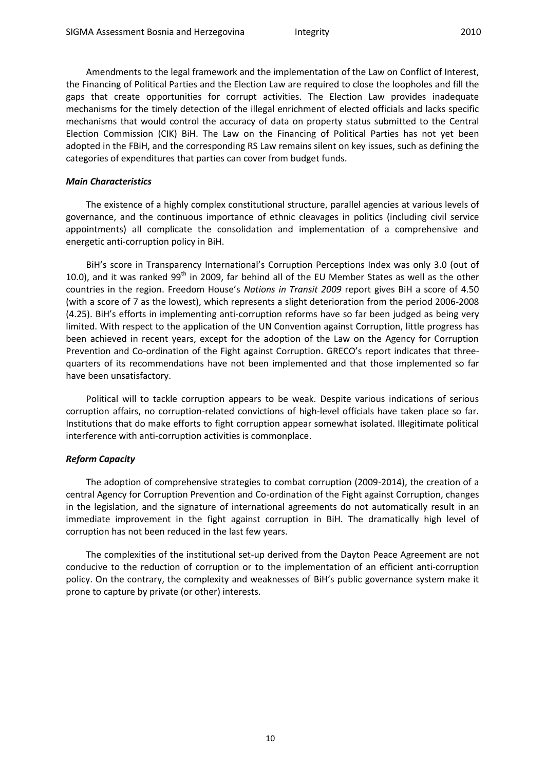Amendments to the legal framework and the implementation of the Law on Conflict of Interest, the Financing of Political Parties and the Election Law are required to close the loopholes and fill the gaps that create opportunities for corrupt activities. The Election Law provides inadequate mechanisms for the timely detection of the illegal enrichment of elected officials and lacks specific mechanisms that would control the accuracy of data on property status submitted to the Central Election Commission (CIK) BiH. The Law on the Financing of Political Parties has not yet been adopted in the FBiH, and the corresponding RS Law remains silent on key issues, such as defining the categories of expenditures that parties can cover from budget funds.

***Main Characteristics***

The existence of a highly complex constitutional structure, parallel agencies at various levels of governance, and the continuous importance of ethnic cleavages in politics (including civil service appointments) all complicate the consolidation and implementation of a comprehensive and energetic anti-corruption policy in BiH.

BiH's score in Transparency International's Corruption Perceptions Index was only 3.0 (out of 10.0), and it was ranked 99th in 2009, far behind all of the EU Member States as well as the other countries in the region. Freedom House's *Nations in Transit 2009* report gives BiH a score of 4.50 (with a score of 7 as the lowest), which represents a slight deterioration from the period 2006-2008 (4.25). BiH's efforts in implementing anti-corruption reforms have so far been judged as being very limited. With respect to the application of the UN Convention against Corruption, little progress has been achieved in recent years, except for the adoption of the Law on the Agency for Corruption Prevention and Co-ordination of the Fight against Corruption. GRECO's report indicates that three-quarters of its recommendations have not been implemented and that those implemented so far have been unsatisfactory.

Political will to tackle corruption appears to be weak. Despite various indications of serious corruption affairs, no corruption-related convictions of high-level officials have taken place so far. Institutions that do make efforts to fight corruption appear somewhat isolated. Illegitimate political interference with anti-corruption activities is commonplace.

***Reform Capacity***

The adoption of comprehensive strategies to combat corruption (2009-2014), the creation of a central Agency for Corruption Prevention and Co-ordination of the Fight against Corruption, changes in the legislation, and the signature of international agreements do not automatically result in an immediate improvement in the fight against corruption in BiH. The dramatically high level of corruption has not been reduced in the last few years.

The complexities of the institutional set-up derived from the Dayton Peace Agreement are not conducive to the reduction of corruption or to the implementation of an efficient anti-corruption policy. On the contrary, the complexity and weaknesses of BiH's public governance system make it prone to capture by private (or other) interests.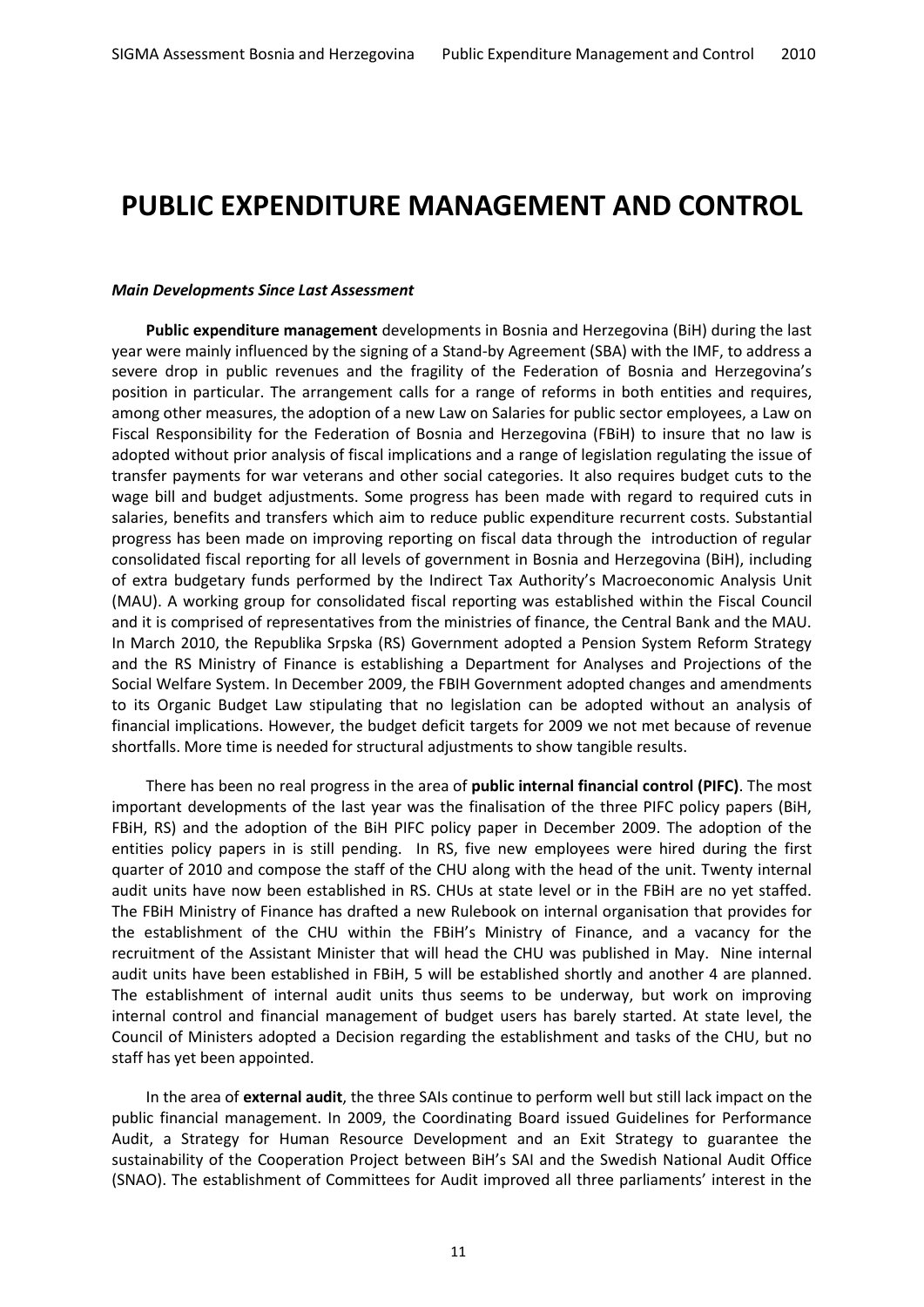# PUBLIC EXPENDITURE MANAGEMENT AND CONTROL

***Main Developments Since Last Assessment***

**Public expenditure management** developments in Bosnia and Herzegovina (BiH) during the last year were mainly influenced by the signing of a Stand-by Agreement (SBA) with the IMF, to address a severe drop in public revenues and the fragility of the Federation of Bosnia and Herzegovina's position in particular. The arrangement calls for a range of reforms in both entities and requires, among other measures, the adoption of a new Law on Salaries for public sector employees, a Law on Fiscal Responsibility for the Federation of Bosnia and Herzegovina (FBiH) to insure that no law is adopted without prior analysis of fiscal implications and a range of legislation regulating the issue of transfer payments for war veterans and other social categories. It also requires budget cuts to the wage bill and budget adjustments. Some progress has been made with regard to required cuts in salaries, benefits and transfers which aim to reduce public expenditure recurrent costs. Substantial progress has been made on improving reporting on fiscal data through the introduction of regular consolidated fiscal reporting for all levels of government in Bosnia and Herzegovina (BiH), including of extra budgetary funds performed by the Indirect Tax Authority's Macroeconomic Analysis Unit (MAU). A working group for consolidated fiscal reporting was established within the Fiscal Council and it is comprised of representatives from the ministries of finance, the Central Bank and the MAU. In March 2010, the Republika Srpska (RS) Government adopted a Pension System Reform Strategy and the RS Ministry of Finance is establishing a Department for Analyses and Projections of the Social Welfare System. In December 2009, the FBIH Government adopted changes and amendments to its Organic Budget Law stipulating that no legislation can be adopted without an analysis of financial implications. However, the budget deficit targets for 2009 we not met because of revenue shortfalls. More time is needed for structural adjustments to show tangible results.

There has been no real progress in the area of **public internal financial control (PIFC)**. The most important developments of the last year was the finalisation of the three PIFC policy papers (BiH, FBiH, RS) and the adoption of the BiH PIFC policy paper in December 2009. The adoption of the entities policy papers in is still pending. In RS, five new employees were hired during the first quarter of 2010 and compose the staff of the CHU along with the head of the unit. Twenty internal audit units have now been established in RS. CHUs at state level or in the FBiH are no yet staffed. The FBiH Ministry of Finance has drafted a new Rulebook on internal organisation that provides for the establishment of the CHU within the FBiH's Ministry of Finance, and a vacancy for the recruitment of the Assistant Minister that will head the CHU was published in May. Nine internal audit units have been established in FBiH, 5 will be established shortly and another 4 are planned. The establishment of internal audit units thus seems to be underway, but work on improving internal control and financial management of budget users has barely started. At state level, the Council of Ministers adopted a Decision regarding the establishment and tasks of the CHU, but no staff has yet been appointed.

In the area of **external audit**, the three SAIs continue to perform well but still lack impact on the public financial management. In 2009, the Coordinating Board issued Guidelines for Performance Audit, a Strategy for Human Resource Development and an Exit Strategy to guarantee the sustainability of the Cooperation Project between BiH's SAI and the Swedish National Audit Office (SNAO). The establishment of Committees for Audit improved all three parliaments' interest in the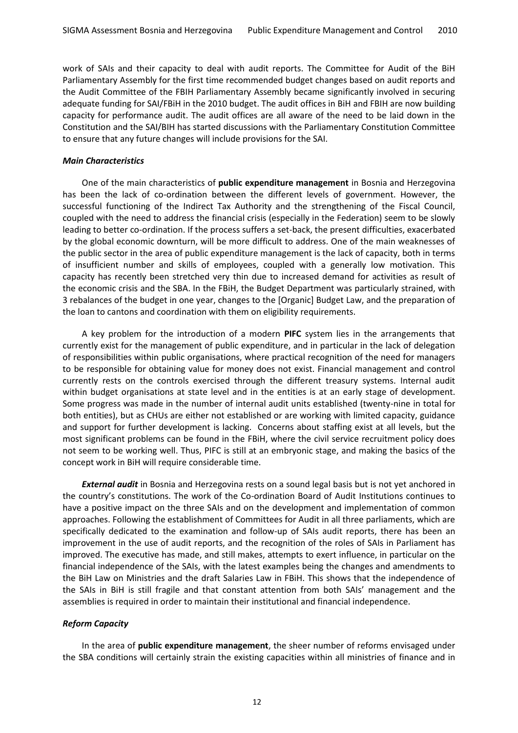work of SAIs and their capacity to deal with audit reports. The Committee for Audit of the BiH Parliamentary Assembly for the first time recommended budget changes based on audit reports and the Audit Committee of the FBIH Parliamentary Assembly became significantly involved in securing adequate funding for SAI/FBiH in the 2010 budget. The audit offices in BiH and FBIH are now building capacity for performance audit. The audit offices are all aware of the need to be laid down in the Constitution and the SAI/BIH has started discussions with the Parliamentary Constitution Committee to ensure that any future changes will include provisions for the SAI.

***Main Characteristics***

One of the main characteristics of **public expenditure management** in Bosnia and Herzegovina has been the lack of co-ordination between the different levels of government. However, the successful functioning of the Indirect Tax Authority and the strengthening of the Fiscal Council, coupled with the need to address the financial crisis (especially in the Federation) seem to be slowly leading to better co-ordination. If the process suffers a set-back, the present difficulties, exacerbated by the global economic downturn, will be more difficult to address. One of the main weaknesses of the public sector in the area of public expenditure management is the lack of capacity, both in terms of insufficient number and skills of employees, coupled with a generally low motivation. This capacity has recently been stretched very thin due to increased demand for activities as result of the economic crisis and the SBA. In the FBiH, the Budget Department was particularly strained, with 3 rebalances of the budget in one year, changes to the [Organic] Budget Law, and the preparation of the loan to cantons and coordination with them on eligibility requirements.

A key problem for the introduction of a modern **PIFC** system lies in the arrangements that currently exist for the management of public expenditure, and in particular in the lack of delegation of responsibilities within public organisations, where practical recognition of the need for managers to be responsible for obtaining value for money does not exist. Financial management and control currently rests on the controls exercised through the different treasury systems. Internal audit within budget organisations at state level and in the entities is at an early stage of development. Some progress was made in the number of internal audit units established (twenty-nine in total for both entities), but as CHUs are either not established or are working with limited capacity, guidance and support for further development is lacking. Concerns about staffing exist at all levels, but the most significant problems can be found in the FBiH, where the civil service recruitment policy does not seem to be working well. Thus, PIFC is still at an embryonic stage, and making the basics of the concept work in BiH will require considerable time.

***External audit*** in Bosnia and Herzegovina rests on a sound legal basis but is not yet anchored in the country's constitutions. The work of the Co-ordination Board of Audit Institutions continues to have a positive impact on the three SAIs and on the development and implementation of common approaches. Following the establishment of Committees for Audit in all three parliaments, which are specifically dedicated to the examination and follow-up of SAIs audit reports, there has been an improvement in the use of audit reports, and the recognition of the roles of SAIs in Parliament has improved. The executive has made, and still makes, attempts to exert influence, in particular on the financial independence of the SAIs, with the latest examples being the changes and amendments to the BiH Law on Ministries and the draft Salaries Law in FBiH. This shows that the independence of the SAIs in BiH is still fragile and that constant attention from both SAIs' management and the assemblies is required in order to maintain their institutional and financial independence.

***Reform Capacity***

In the area of **public expenditure management**, the sheer number of reforms envisaged under the SBA conditions will certainly strain the existing capacities within all ministries of finance and in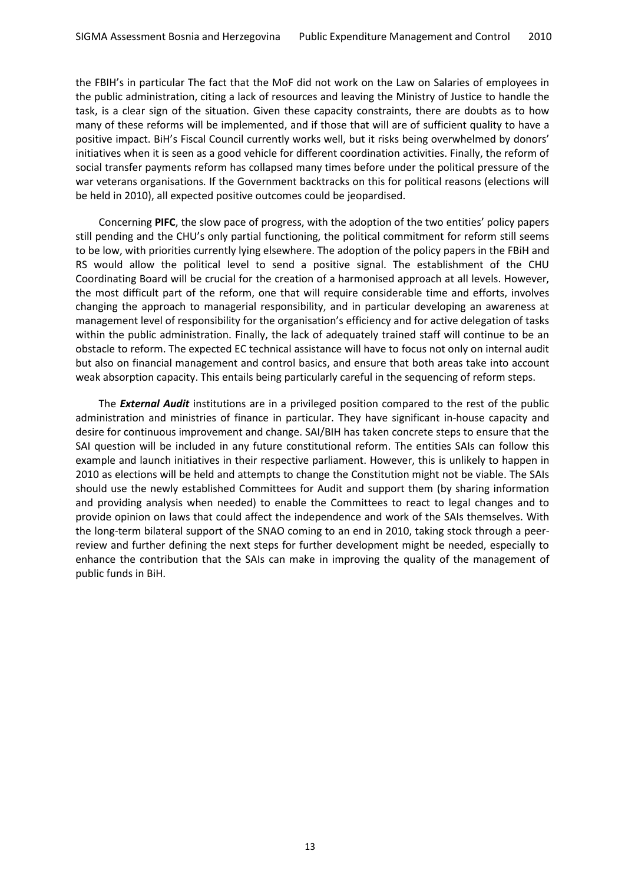the FBIH's in particular The fact that the MoF did not work on the Law on Salaries of employees in the public administration, citing a lack of resources and leaving the Ministry of Justice to handle the task, is a clear sign of the situation. Given these capacity constraints, there are doubts as to how many of these reforms will be implemented, and if those that will are of sufficient quality to have a positive impact. BiH's Fiscal Council currently works well, but it risks being overwhelmed by donors' initiatives when it is seen as a good vehicle for different coordination activities. Finally, the reform of social transfer payments reform has collapsed many times before under the political pressure of the war veterans organisations. If the Government backtracks on this for political reasons (elections will be held in 2010), all expected positive outcomes could be jeopardised.

Concerning **PIFC**, the slow pace of progress, with the adoption of the two entities' policy papers still pending and the CHU's only partial functioning, the political commitment for reform still seems to be low, with priorities currently lying elsewhere. The adoption of the policy papers in the FBiH and RS would allow the political level to send a positive signal. The establishment of the CHU Coordinating Board will be crucial for the creation of a harmonised approach at all levels. However, the most difficult part of the reform, one that will require considerable time and efforts, involves changing the approach to managerial responsibility, and in particular developing an awareness at management level of responsibility for the organisation's efficiency and for active delegation of tasks within the public administration. Finally, the lack of adequately trained staff will continue to be an obstacle to reform. The expected EC technical assistance will have to focus not only on internal audit but also on financial management and control basics, and ensure that both areas take into account weak absorption capacity. This entails being particularly careful in the sequencing of reform steps.

The ***External Audit*** institutions are in a privileged position compared to the rest of the public administration and ministries of finance in particular. They have significant in-house capacity and desire for continuous improvement and change. SAI/BIH has taken concrete steps to ensure that the SAI question will be included in any future constitutional reform. The entities SAIs can follow this example and launch initiatives in their respective parliament. However, this is unlikely to happen in 2010 as elections will be held and attempts to change the Constitution might not be viable. The SAIs should use the newly established Committees for Audit and support them (by sharing information and providing analysis when needed) to enable the Committees to react to legal changes and to provide opinion on laws that could affect the independence and work of the SAIs themselves. With the long-term bilateral support of the SNAO coming to an end in 2010, taking stock through a peer-review and further defining the next steps for further development might be needed, especially to enhance the contribution that the SAIs can make in improving the quality of the management of public funds in BiH.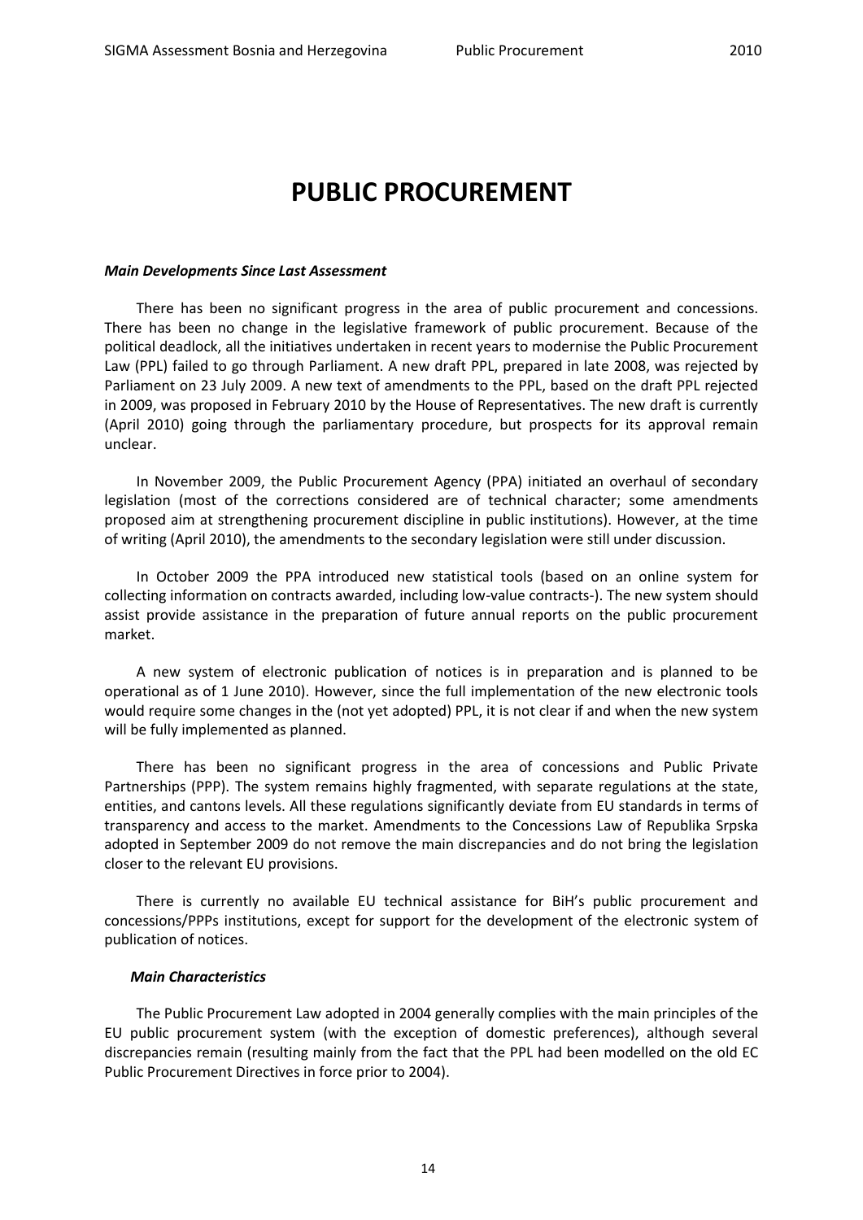# PUBLIC PROCUREMENT

***Main Developments Since Last Assessment***

There has been no significant progress in the area of public procurement and concessions. There has been no change in the legislative framework of public procurement. Because of the political deadlock, all the initiatives undertaken in recent years to modernise the Public Procurement Law (PPL) failed to go through Parliament. A new draft PPL, prepared in late 2008, was rejected by Parliament on 23 July 2009. A new text of amendments to the PPL, based on the draft PPL rejected in 2009, was proposed in February 2010 by the House of Representatives. The new draft is currently (April 2010) going through the parliamentary procedure, but prospects for its approval remain unclear.

In November 2009, the Public Procurement Agency (PPA) initiated an overhaul of secondary legislation (most of the corrections considered are of technical character; some amendments proposed aim at strengthening procurement discipline in public institutions). However, at the time of writing (April 2010), the amendments to the secondary legislation were still under discussion.

In October 2009 the PPA introduced new statistical tools (based on an online system for collecting information on contracts awarded, including low-value contracts-). The new system should assist provide assistance in the preparation of future annual reports on the public procurement market.

A new system of electronic publication of notices is in preparation and is planned to be operational as of 1 June 2010). However, since the full implementation of the new electronic tools would require some changes in the (not yet adopted) PPL, it is not clear if and when the new system will be fully implemented as planned.

There has been no significant progress in the area of concessions and Public Private Partnerships (PPP). The system remains highly fragmented, with separate regulations at the state, entities, and cantons levels. All these regulations significantly deviate from EU standards in terms of transparency and access to the market. Amendments to the Concessions Law of Republika Srpska adopted in September 2009 do not remove the main discrepancies and do not bring the legislation closer to the relevant EU provisions.

There is currently no available EU technical assistance for BiH's public procurement and concessions/PPPs institutions, except for support for the development of the electronic system of publication of notices.

***Main Characteristics***

The Public Procurement Law adopted in 2004 generally complies with the main principles of the EU public procurement system (with the exception of domestic preferences), although several discrepancies remain (resulting mainly from the fact that the PPL had been modelled on the old EC Public Procurement Directives in force prior to 2004).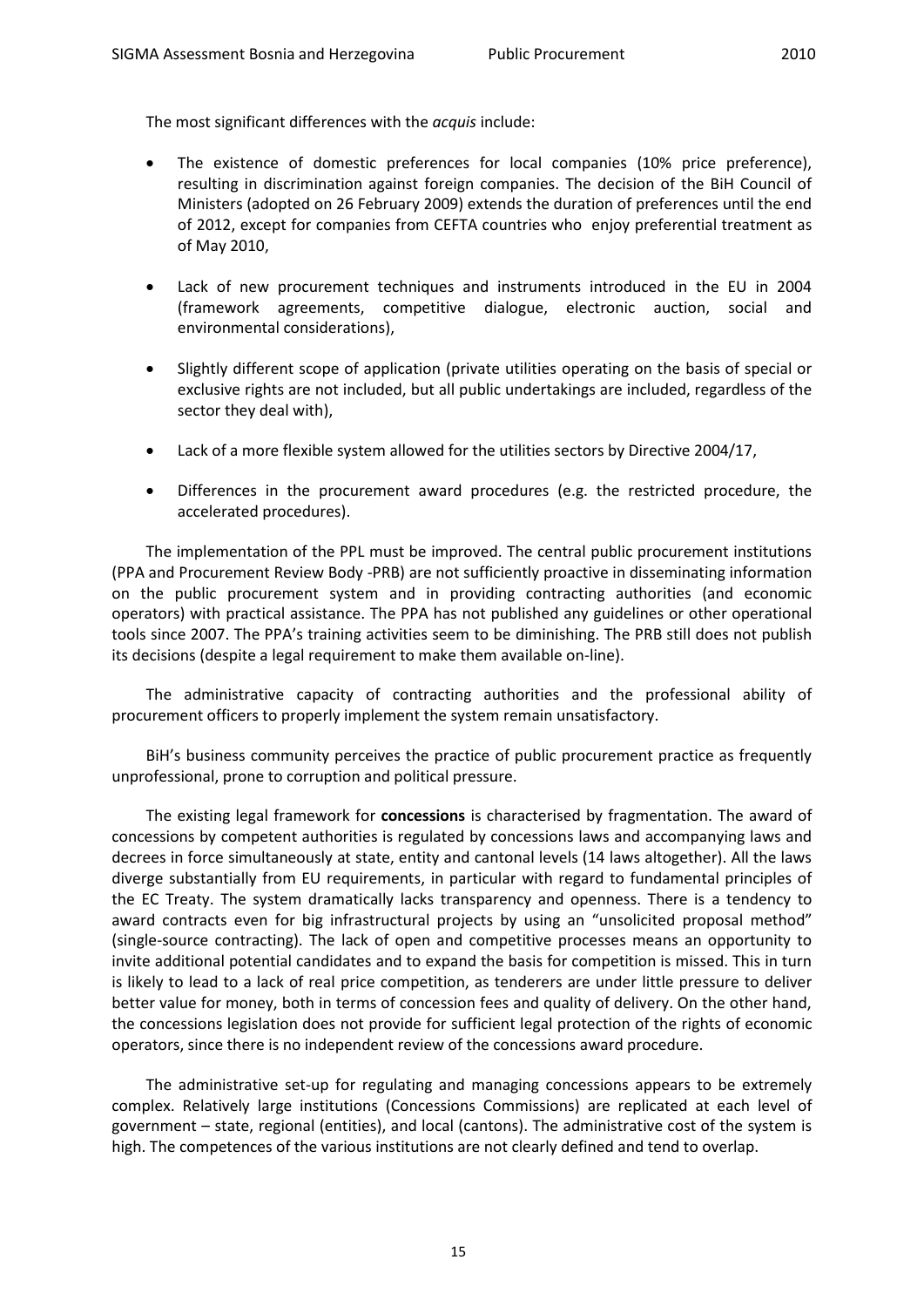The most significant differences with the *acquis* include:

- The existence of domestic preferences for local companies (10% price preference), resulting in discrimination against foreign companies. The decision of the BiH Council of Ministers (adopted on 26 February 2009) extends the duration of preferences until the end of 2012, except for companies from CEFTA countries who enjoy preferential treatment as of May 2010,
- Lack of new procurement techniques and instruments introduced in the EU in 2004 (framework agreements, competitive dialogue, electronic auction, social and environmental considerations),
- Slightly different scope of application (private utilities operating on the basis of special or exclusive rights are not included, but all public undertakings are included, regardless of the sector they deal with),
- Lack of a more flexible system allowed for the utilities sectors by Directive 2004/17,
- Differences in the procurement award procedures (e.g. the restricted procedure, the accelerated procedures).

The implementation of the PPL must be improved. The central public procurement institutions (PPA and Procurement Review Body -PRB) are not sufficiently proactive in disseminating information on the public procurement system and in providing contracting authorities (and economic operators) with practical assistance. The PPA has not published any guidelines or other operational tools since 2007. The PPA's training activities seem to be diminishing. The PRB still does not publish its decisions (despite a legal requirement to make them available on-line).

The administrative capacity of contracting authorities and the professional ability of procurement officers to properly implement the system remain unsatisfactory.

BiH's business community perceives the practice of public procurement practice as frequently unprofessional, prone to corruption and political pressure.

The existing legal framework for **concessions** is characterised by fragmentation. The award of concessions by competent authorities is regulated by concessions laws and accompanying laws and decrees in force simultaneously at state, entity and cantonal levels (14 laws altogether). All the laws diverge substantially from EU requirements, in particular with regard to fundamental principles of the EC Treaty. The system dramatically lacks transparency and openness. There is a tendency to award contracts even for big infrastructural projects by using an "unsolicited proposal method" (single-source contracting). The lack of open and competitive processes means an opportunity to invite additional potential candidates and to expand the basis for competition is missed. This in turn is likely to lead to a lack of real price competition, as tenderers are under little pressure to deliver better value for money, both in terms of concession fees and quality of delivery. On the other hand, the concessions legislation does not provide for sufficient legal protection of the rights of economic operators, since there is no independent review of the concessions award procedure.

The administrative set-up for regulating and managing concessions appears to be extremely complex. Relatively large institutions (Concessions Commissions) are replicated at each level of government – state, regional (entities), and local (cantons). The administrative cost of the system is high. The competences of the various institutions are not clearly defined and tend to overlap.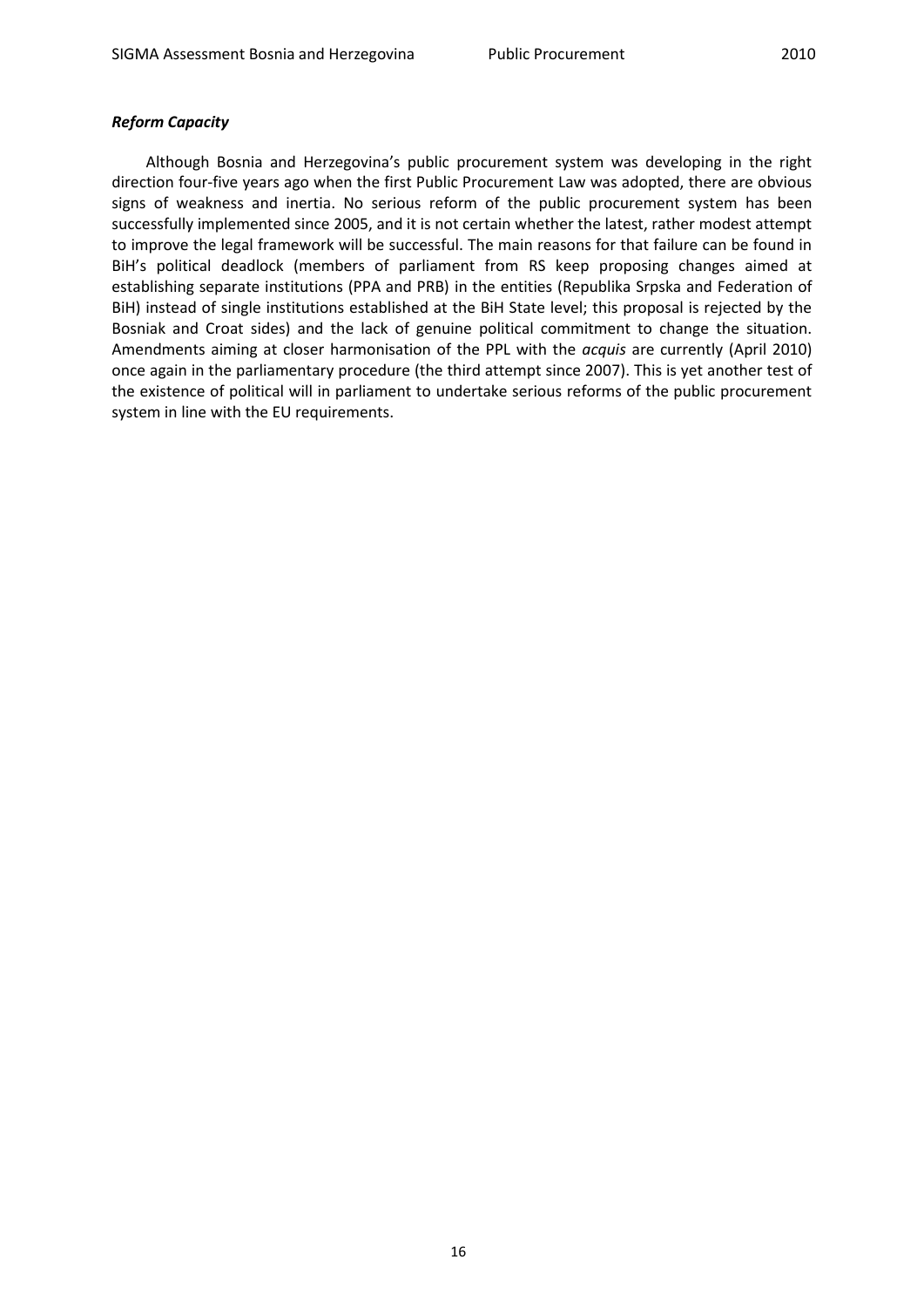***Reform Capacity***

Although Bosnia and Herzegovina's public procurement system was developing in the right direction four-five years ago when the first Public Procurement Law was adopted, there are obvious signs of weakness and inertia. No serious reform of the public procurement system has been successfully implemented since 2005, and it is not certain whether the latest, rather modest attempt to improve the legal framework will be successful. The main reasons for that failure can be found in BiH's political deadlock (members of parliament from RS keep proposing changes aimed at establishing separate institutions (PPA and PRB) in the entities (Republika Srpska and Federation of BiH) instead of single institutions established at the BiH State level; this proposal is rejected by the Bosniak and Croat sides) and the lack of genuine political commitment to change the situation. Amendments aiming at closer harmonisation of the PPL with the *acquis* are currently (April 2010) once again in the parliamentary procedure (the third attempt since 2007). This is yet another test of the existence of political will in parliament to undertake serious reforms of the public procurement system in line with the EU requirements.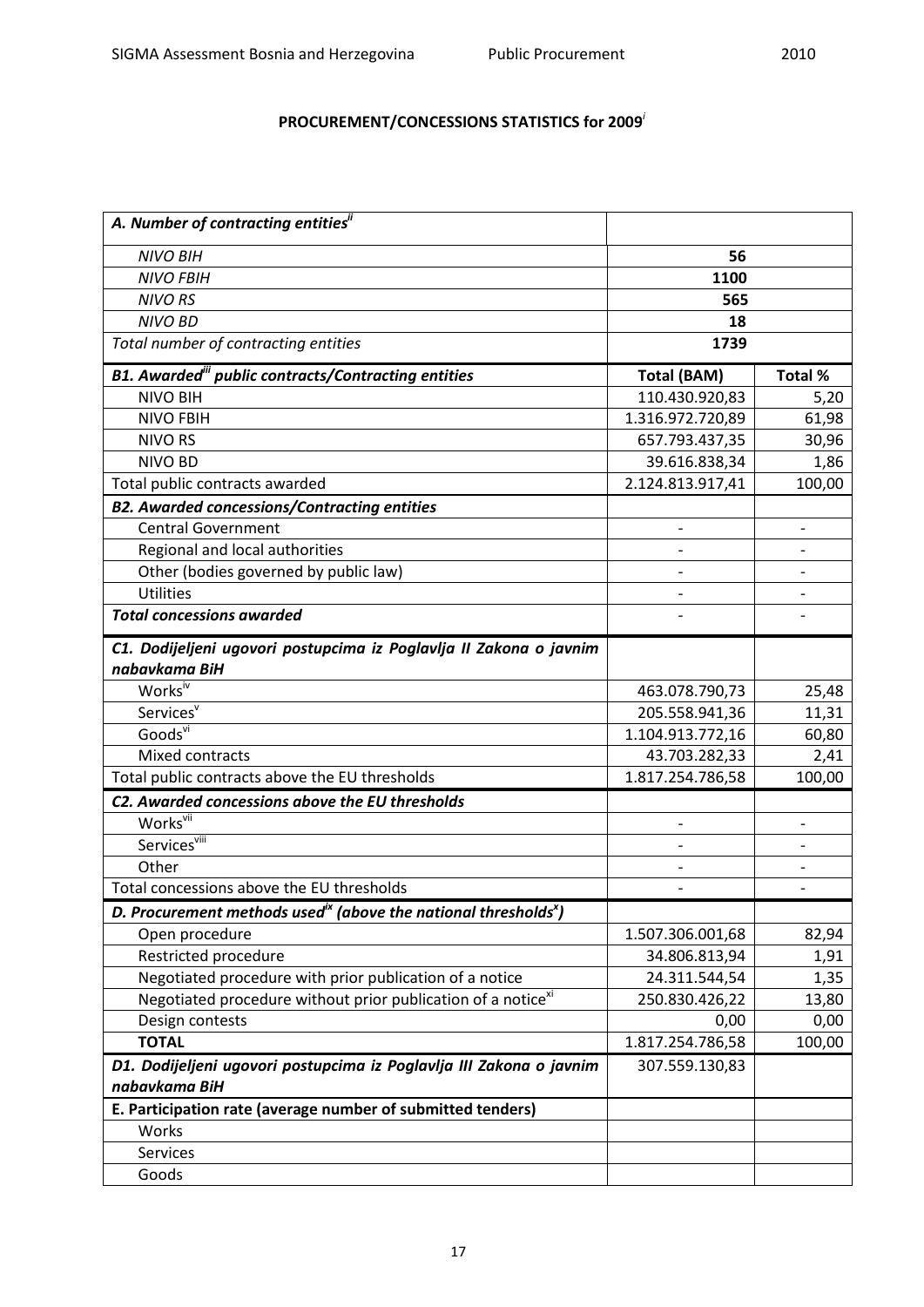## PROCUREMENT/CONCESSIONS STATISTICS for 2009[i]

| | | |
|---|---|---|
| ***A. Number of contracting entities[ii]*** | | |
| *NIVO BIH* | **56** | |
| *NIVO FBIH* | **1100** | |
| *NIVO RS* | **565** | |
| *NIVO BD* | **18** | |
| *Total number of contracting entities* | **1739** | |
| ***B1. Awarded[iii] public contracts/Contracting entities*** | **Total (BAM)** | **Total %** |
| NIVO BIH | 110.430.920,83 | 5,20 |
| NIVO FBIH | 1.316.972.720,89 | 61,98 |
| NIVO RS | 657.793.437,35 | 30,96 |
| NIVO BD | 39.616.838,34 | 1,86 |
| Total public contracts awarded | 2.124.813.917,41 | 100,00 |
| ***B2. Awarded concessions/Contracting entities*** | | |
| Central Government | - | - |
| Regional and local authorities | - | - |
| Other (bodies governed by public law) | - | - |
| Utilities | - | - |
| ***Total concessions awarded*** | - | - |
| ***C1. Dodijeljeni ugovori postupcima iz Poglavlja II Zakona o javnim nabavkama BiH*** | | |
| Works[iv] | 463.078.790,73 | 25,48 |
| Services[v] | 205.558.941,36 | 11,31 |
| Goods[vi] | 1.104.913.772,16 | 60,80 |
| Mixed contracts | 43.703.282,33 | 2,41 |
| Total public contracts above the EU thresholds | 1.817.254.786,58 | 100,00 |
| ***C2. Awarded concessions above the EU thresholds*** | | |
| Works[vii] | - | - |
| Services[viii] | - | - |
| Other | - | - |
| Total concessions above the EU thresholds | - | - |
| ***D. Procurement methods used[ix] (above the national thresholds[x])*** | | |
| Open procedure | 1.507.306.001,68 | 82,94 |
| Restricted procedure | 34.806.813,94 | 1,91 |
| Negotiated procedure with prior publication of a notice | 24.311.544,54 | 1,35 |
| Negotiated procedure without prior publication of a notice[xi] | 250.830.426,22 | 13,80 |
| Design contests | 0,00 | 0,00 |
| **TOTAL** | 1.817.254.786,58 | 100,00 |
| ***D1. Dodijeljeni ugovori postupcima iz Poglavlja III Zakona o javnim nabavkama BiH*** | 307.559.130,83 | |
| **E. Participation rate (average number of submitted tenders)** | | |
| Works | | |
| Services | | |
| Goods | | |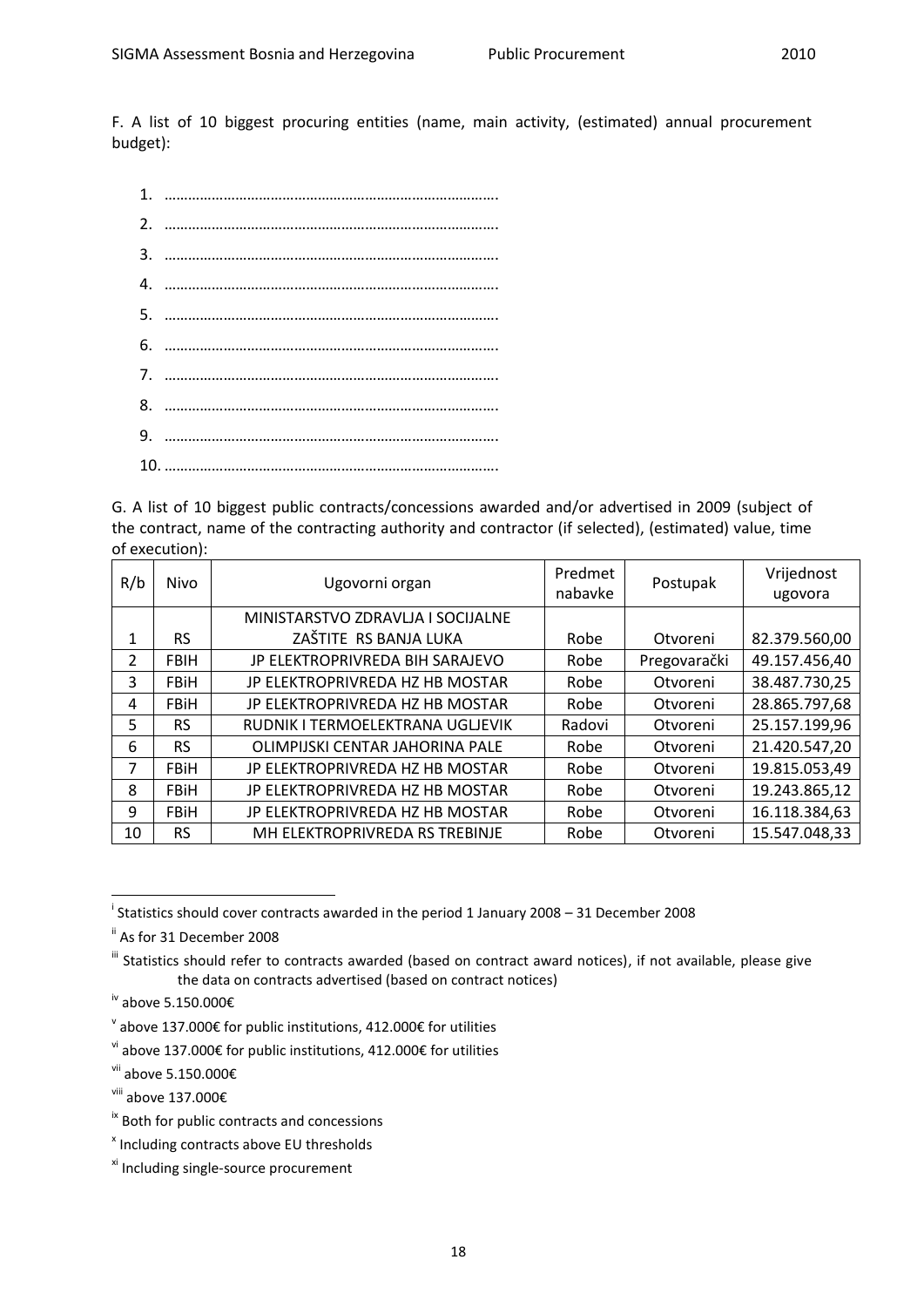F. A list of 10 biggest procuring entities (name, main activity, (estimated) annual procurement budget):

1. ………………………………………………………………………..
2. ………………………………………………………………………..
3. ………………………………………………………………………..
4. ………………………………………………………………………..
5. ………………………………………………………………………..
6. ………………………………………………………………………..
7. ………………………………………………………………………..
8. ………………………………………………………………………..
9. ………………………………………………………………………..
10. ………………………………………………………………………..

G. A list of 10 biggest public contracts/concessions awarded and/or advertised in 2009 (subject of the contract, name of the contracting authority and contractor (if selected), (estimated) value, time of execution):

| R/b | Nivo | Ugovorni organ | Predmet nabavke | Postupak | Vrijednost ugovora |
|---|---|---|---|---|---|
| 1 | RS | MINISTARSTVO ZDRAVLJA I SOCIJALNE ZAŠTITE RS BANJA LUKA | Robe | Otvoreni | 82.379.560,00 |
| 2 | FBIH | JP ELEKTROPRIVREDA BIH SARAJEVO | Robe | Pregovarački | 49.157.456,40 |
| 3 | FBiH | JP ELEKTROPRIVREDA HZ HB MOSTAR | Robe | Otvoreni | 38.487.730,25 |
| 4 | FBiH | JP ELEKTROPRIVREDA HZ HB MOSTAR | Robe | Otvoreni | 28.865.797,68 |
| 5 | RS | RUDNIK I TERMOELEKTRANA UGLJEVIK | Radovi | Otvoreni | 25.157.199,96 |
| 6 | RS | OLIMPIJSKI CENTAR JAHORINA PALE | Robe | Otvoreni | 21.420.547,20 |
| 7 | FBiH | JP ELEKTROPRIVREDA HZ HB MOSTAR | Robe | Otvoreni | 19.815.053,49 |
| 8 | FBiH | JP ELEKTROPRIVREDA HZ HB MOSTAR | Robe | Otvoreni | 19.243.865,12 |
| 9 | FBiH | JP ELEKTROPRIVREDA HZ HB MOSTAR | Robe | Otvoreni | 16.118.384,63 |
| 10 | RS | MH ELEKTROPRIVREDA RS TREBINJE | Robe | Otvoreni | 15.547.048,33 |

---

[i] Statistics should cover contracts awarded in the period 1 January 2008 – 31 December 2008

[ii] As for 31 December 2008

[iii] Statistics should refer to contracts awarded (based on contract award notices), if not available, please give the data on contracts advertised (based on contract notices)

[iv] above 5.150.000€

[v] above 137.000€ for public institutions, 412.000€ for utilities

[vi] above 137.000€ for public institutions, 412.000€ for utilities

[vii] above 5.150.000€

[viii] above 137.000€

[ix] Both for public contracts and concessions

[x] Including contracts above EU thresholds

[xi] Including single-source procurement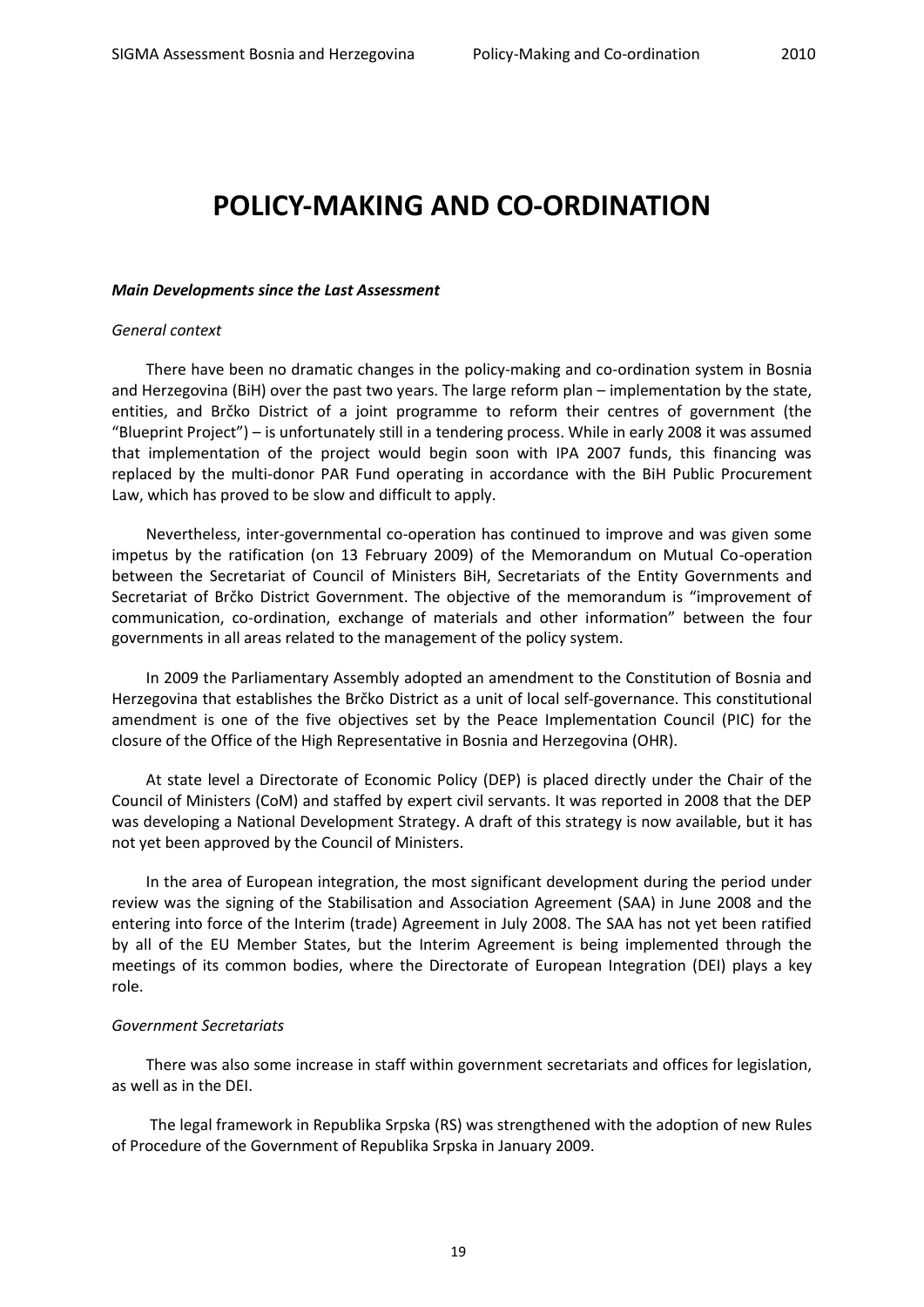# POLICY-MAKING AND CO-ORDINATION

***Main Developments since the Last Assessment***

*General context*

There have been no dramatic changes in the policy-making and co-ordination system in Bosnia and Herzegovina (BiH) over the past two years. The large reform plan – implementation by the state, entities, and Brčko District of a joint programme to reform their centres of government (the "Blueprint Project") – is unfortunately still in a tendering process. While in early 2008 it was assumed that implementation of the project would begin soon with IPA 2007 funds, this financing was replaced by the multi-donor PAR Fund operating in accordance with the BiH Public Procurement Law, which has proved to be slow and difficult to apply.

Nevertheless, inter-governmental co-operation has continued to improve and was given some impetus by the ratification (on 13 February 2009) of the Memorandum on Mutual Co-operation between the Secretariat of Council of Ministers BiH, Secretariats of the Entity Governments and Secretariat of Brčko District Government. The objective of the memorandum is "improvement of communication, co-ordination, exchange of materials and other information" between the four governments in all areas related to the management of the policy system.

In 2009 the Parliamentary Assembly adopted an amendment to the Constitution of Bosnia and Herzegovina that establishes the Brčko District as a unit of local self-governance. This constitutional amendment is one of the five objectives set by the Peace Implementation Council (PIC) for the closure of the Office of the High Representative in Bosnia and Herzegovina (OHR).

At state level a Directorate of Economic Policy (DEP) is placed directly under the Chair of the Council of Ministers (CoM) and staffed by expert civil servants. It was reported in 2008 that the DEP was developing a National Development Strategy. A draft of this strategy is now available, but it has not yet been approved by the Council of Ministers.

In the area of European integration, the most significant development during the period under review was the signing of the Stabilisation and Association Agreement (SAA) in June 2008 and the entering into force of the Interim (trade) Agreement in July 2008. The SAA has not yet been ratified by all of the EU Member States, but the Interim Agreement is being implemented through the meetings of its common bodies, where the Directorate of European Integration (DEI) plays a key role.

*Government Secretariats*

There was also some increase in staff within government secretariats and offices for legislation, as well as in the DEI.

The legal framework in Republika Srpska (RS) was strengthened with the adoption of new Rules of Procedure of the Government of Republika Srpska in January 2009.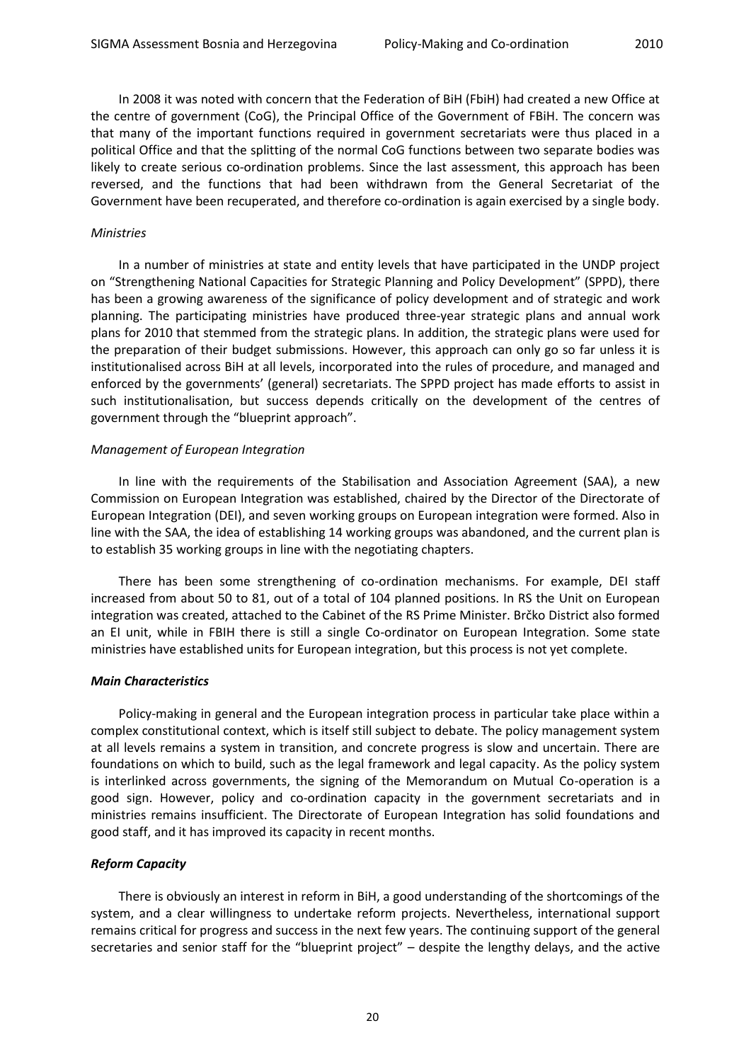In 2008 it was noted with concern that the Federation of BiH (FbiH) had created a new Office at the centre of government (CoG), the Principal Office of the Government of FBiH. The concern was that many of the important functions required in government secretariats were thus placed in a political Office and that the splitting of the normal CoG functions between two separate bodies was likely to create serious co-ordination problems. Since the last assessment, this approach has been reversed, and the functions that had been withdrawn from the General Secretariat of the Government have been recuperated, and therefore co-ordination is again exercised by a single body.

*Ministries*

In a number of ministries at state and entity levels that have participated in the UNDP project on "Strengthening National Capacities for Strategic Planning and Policy Development" (SPPD), there has been a growing awareness of the significance of policy development and of strategic and work planning. The participating ministries have produced three-year strategic plans and annual work plans for 2010 that stemmed from the strategic plans. In addition, the strategic plans were used for the preparation of their budget submissions. However, this approach can only go so far unless it is institutionalised across BiH at all levels, incorporated into the rules of procedure, and managed and enforced by the governments' (general) secretariats. The SPPD project has made efforts to assist in such institutionalisation, but success depends critically on the development of the centres of government through the "blueprint approach".

*Management of European Integration*

In line with the requirements of the Stabilisation and Association Agreement (SAA), a new Commission on European Integration was established, chaired by the Director of the Directorate of European Integration (DEI), and seven working groups on European integration were formed. Also in line with the SAA, the idea of establishing 14 working groups was abandoned, and the current plan is to establish 35 working groups in line with the negotiating chapters.

There has been some strengthening of co-ordination mechanisms. For example, DEI staff increased from about 50 to 81, out of a total of 104 planned positions. In RS the Unit on European integration was created, attached to the Cabinet of the RS Prime Minister. Brčko District also formed an EI unit, while in FBIH there is still a single Co-ordinator on European Integration. Some state ministries have established units for European integration, but this process is not yet complete.

***Main Characteristics***

Policy-making in general and the European integration process in particular take place within a complex constitutional context, which is itself still subject to debate. The policy management system at all levels remains a system in transition, and concrete progress is slow and uncertain. There are foundations on which to build, such as the legal framework and legal capacity. As the policy system is interlinked across governments, the signing of the Memorandum on Mutual Co-operation is a good sign. However, policy and co-ordination capacity in the government secretariats and in ministries remains insufficient. The Directorate of European Integration has solid foundations and good staff, and it has improved its capacity in recent months.

***Reform Capacity***

There is obviously an interest in reform in BiH, a good understanding of the shortcomings of the system, and a clear willingness to undertake reform projects. Nevertheless, international support remains critical for progress and success in the next few years. The continuing support of the general secretaries and senior staff for the "blueprint project" – despite the lengthy delays, and the active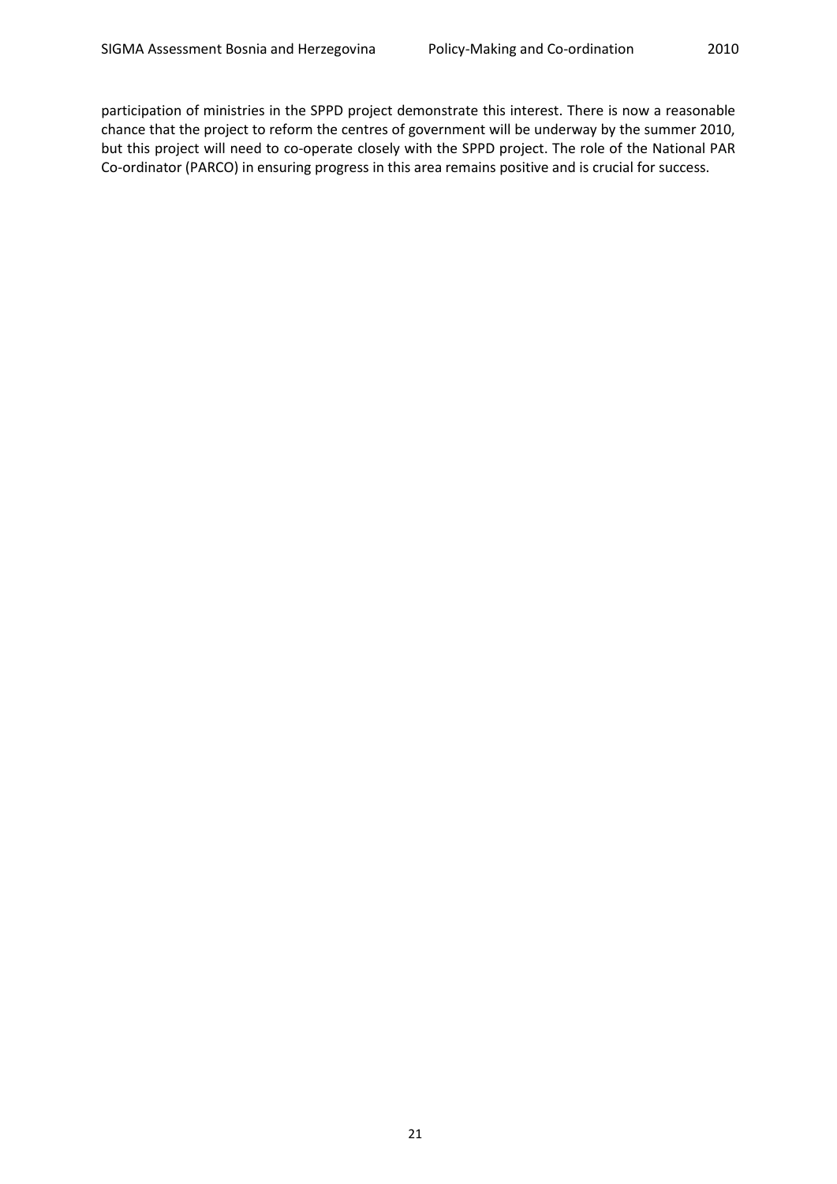participation of ministries in the SPPD project demonstrate this interest. There is now a reasonable chance that the project to reform the centres of government will be underway by the summer 2010, but this project will need to co-operate closely with the SPPD project. The role of the National PAR Co-ordinator (PARCO) in ensuring progress in this area remains positive and is crucial for success.